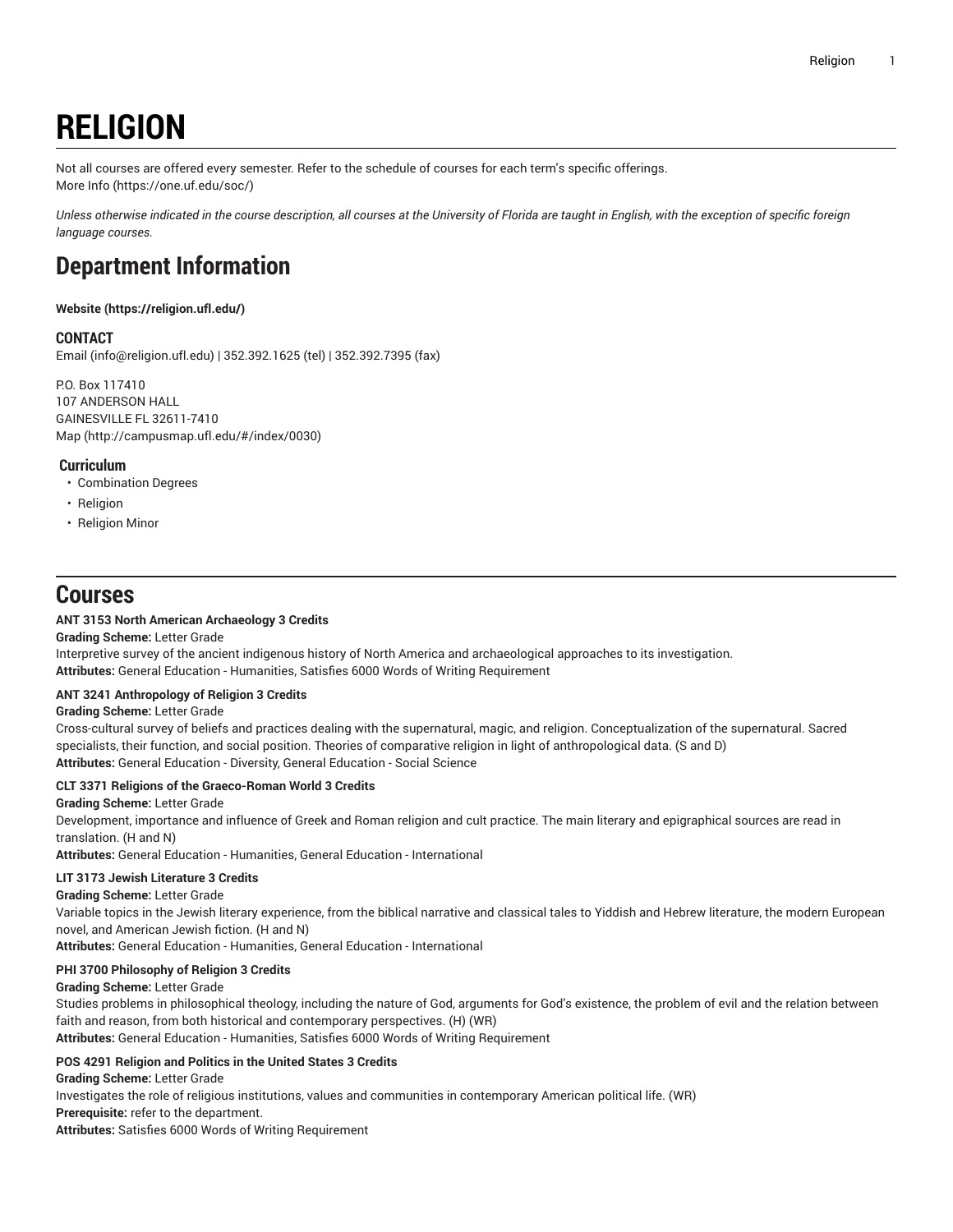# RELIGION

Not all courses are offered every semester. Refer to the schedule of courses for each term's specific offerings.
More Info (https://one.uf.edu/soc/)

*Unless otherwise indicated in the course description, all courses at the University of Florida are taught in English, with the exception of specific foreign language courses.*

## Department Information

**Website (https://religion.ufl.edu/)**

### CONTACT

Email (info@religion.ufl.edu) | 352.392.1625 (tel) | 352.392.7395 (fax)

P.O. Box 117410
107 ANDERSON HALL
GAINESVILLE FL 32611-7410
Map (http://campusmap.ufl.edu/#/index/0030)

### Curriculum

- Combination Degrees
- Religion
- Religion Minor

## Courses

**ANT 3153 North American Archaeology 3 Credits**
**Grading Scheme:** Letter Grade
Interpretive survey of the ancient indigenous history of North America and archaeological approaches to its investigation.
**Attributes:** General Education - Humanities, Satisfies 6000 Words of Writing Requirement

**ANT 3241 Anthropology of Religion 3 Credits**
**Grading Scheme:** Letter Grade
Cross-cultural survey of beliefs and practices dealing with the supernatural, magic, and religion. Conceptualization of the supernatural. Sacred specialists, their function, and social position. Theories of comparative religion in light of anthropological data. (S and D)
**Attributes:** General Education - Diversity, General Education - Social Science

**CLT 3371 Religions of the Graeco-Roman World 3 Credits**
**Grading Scheme:** Letter Grade
Development, importance and influence of Greek and Roman religion and cult practice. The main literary and epigraphical sources are read in translation. (H and N)
**Attributes:** General Education - Humanities, General Education - International

**LIT 3173 Jewish Literature 3 Credits**
**Grading Scheme:** Letter Grade
Variable topics in the Jewish literary experience, from the biblical narrative and classical tales to Yiddish and Hebrew literature, the modern European novel, and American Jewish fiction. (H and N)
**Attributes:** General Education - Humanities, General Education - International

**PHI 3700 Philosophy of Religion 3 Credits**
**Grading Scheme:** Letter Grade
Studies problems in philosophical theology, including the nature of God, arguments for God's existence, the problem of evil and the relation between faith and reason, from both historical and contemporary perspectives. (H) (WR)
**Attributes:** General Education - Humanities, Satisfies 6000 Words of Writing Requirement

**POS 4291 Religion and Politics in the United States 3 Credits**
**Grading Scheme:** Letter Grade
Investigates the role of religious institutions, values and communities in contemporary American political life. (WR)
**Prerequisite:** refer to the department.
**Attributes:** Satisfies 6000 Words of Writing Requirement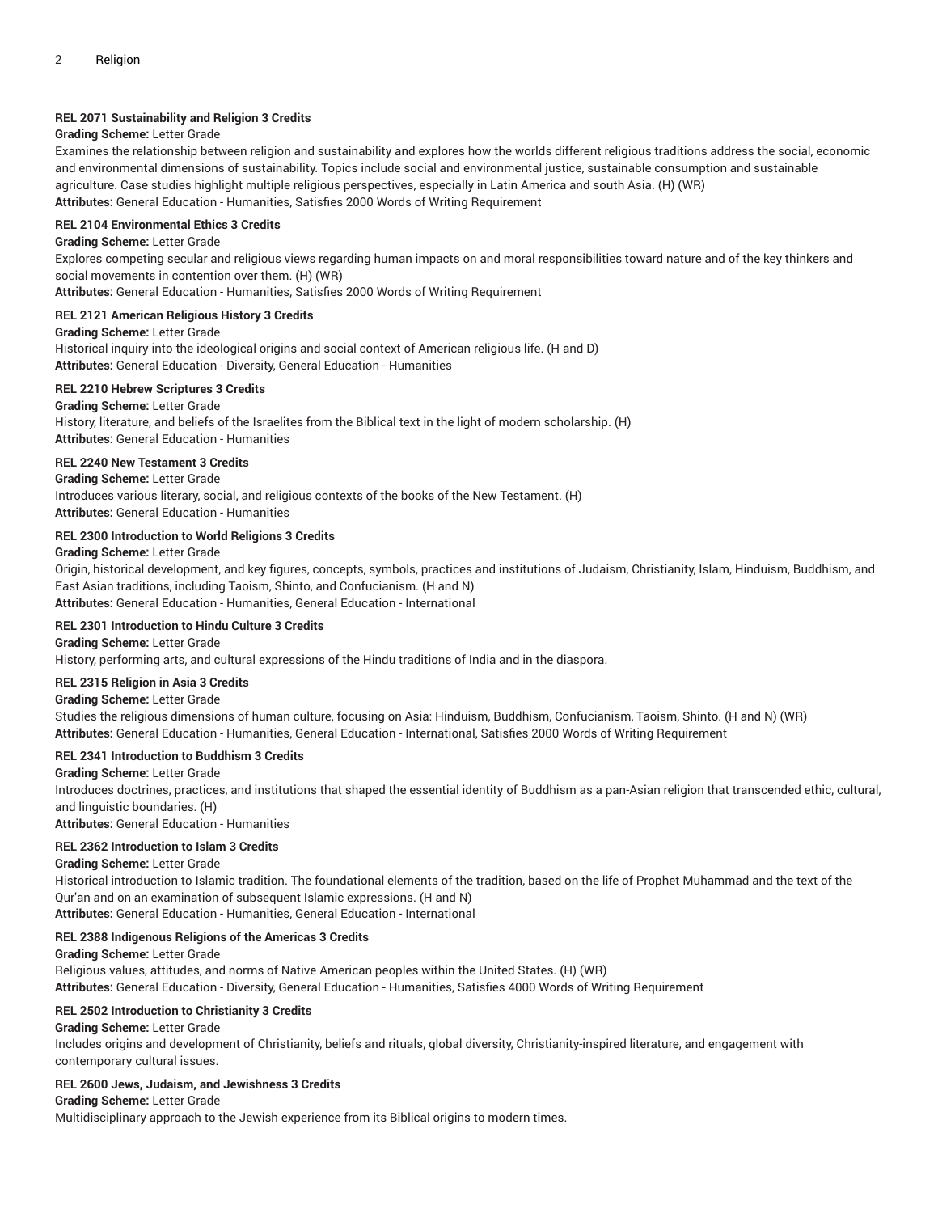#### REL 2071 Sustainability and Religion 3 Credits

**Grading Scheme:** Letter Grade

Examines the relationship between religion and sustainability and explores how the worlds different religious traditions address the social, economic and environmental dimensions of sustainability. Topics include social and environmental justice, sustainable consumption and sustainable agriculture. Case studies highlight multiple religious perspectives, especially in Latin America and south Asia. (H) (WR)

**Attributes:** General Education - Humanities, Satisfies 2000 Words of Writing Requirement

#### REL 2104 Environmental Ethics 3 Credits

**Grading Scheme:** Letter Grade

Explores competing secular and religious views regarding human impacts on and moral responsibilities toward nature and of the key thinkers and social movements in contention over them. (H) (WR)

**Attributes:** General Education - Humanities, Satisfies 2000 Words of Writing Requirement

#### REL 2121 American Religious History 3 Credits

**Grading Scheme:** Letter Grade

Historical inquiry into the ideological origins and social context of American religious life. (H and D)

**Attributes:** General Education - Diversity, General Education - Humanities

#### REL 2210 Hebrew Scriptures 3 Credits

**Grading Scheme:** Letter Grade

History, literature, and beliefs of the Israelites from the Biblical text in the light of modern scholarship. (H)

**Attributes:** General Education - Humanities

#### REL 2240 New Testament 3 Credits

**Grading Scheme:** Letter Grade

Introduces various literary, social, and religious contexts of the books of the New Testament. (H)

**Attributes:** General Education - Humanities

#### REL 2300 Introduction to World Religions 3 Credits

**Grading Scheme:** Letter Grade

Origin, historical development, and key figures, concepts, symbols, practices and institutions of Judaism, Christianity, Islam, Hinduism, Buddhism, and East Asian traditions, including Taoism, Shinto, and Confucianism. (H and N)

**Attributes:** General Education - Humanities, General Education - International

#### REL 2301 Introduction to Hindu Culture 3 Credits

**Grading Scheme:** Letter Grade

History, performing arts, and cultural expressions of the Hindu traditions of India and in the diaspora.

#### REL 2315 Religion in Asia 3 Credits

**Grading Scheme:** Letter Grade

Studies the religious dimensions of human culture, focusing on Asia: Hinduism, Buddhism, Confucianism, Taoism, Shinto. (H and N) (WR)

**Attributes:** General Education - Humanities, General Education - International, Satisfies 2000 Words of Writing Requirement

#### REL 2341 Introduction to Buddhism 3 Credits

**Grading Scheme:** Letter Grade

Introduces doctrines, practices, and institutions that shaped the essential identity of Buddhism as a pan-Asian religion that transcended ethic, cultural, and linguistic boundaries. (H)

**Attributes:** General Education - Humanities

#### REL 2362 Introduction to Islam 3 Credits

**Grading Scheme:** Letter Grade

Historical introduction to Islamic tradition. The foundational elements of the tradition, based on the life of Prophet Muhammad and the text of the Qur'an and on an examination of subsequent Islamic expressions. (H and N)

**Attributes:** General Education - Humanities, General Education - International

#### REL 2388 Indigenous Religions of the Americas 3 Credits

**Grading Scheme:** Letter Grade

Religious values, attitudes, and norms of Native American peoples within the United States. (H) (WR)

**Attributes:** General Education - Diversity, General Education - Humanities, Satisfies 4000 Words of Writing Requirement

#### REL 2502 Introduction to Christianity 3 Credits

**Grading Scheme:** Letter Grade

Includes origins and development of Christianity, beliefs and rituals, global diversity, Christianity-inspired literature, and engagement with contemporary cultural issues.

#### REL 2600 Jews, Judaism, and Jewishness 3 Credits

**Grading Scheme:** Letter Grade

Multidisciplinary approach to the Jewish experience from its Biblical origins to modern times.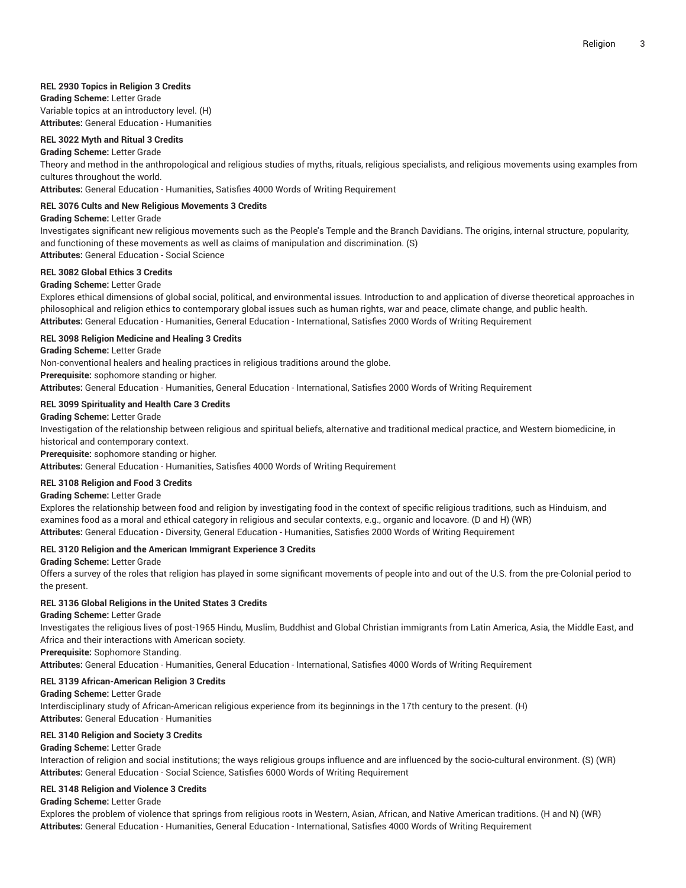**REL 2930 Topics in Religion 3 Credits**
**Grading Scheme:** Letter Grade
Variable topics at an introductory level. (H)
**Attributes:** General Education - Humanities

**REL 3022 Myth and Ritual 3 Credits**
**Grading Scheme:** Letter Grade
Theory and method in the anthropological and religious studies of myths, rituals, religious specialists, and religious movements using examples from cultures throughout the world.
**Attributes:** General Education - Humanities, Satisfies 4000 Words of Writing Requirement

**REL 3076 Cults and New Religious Movements 3 Credits**
**Grading Scheme:** Letter Grade
Investigates significant new religious movements such as the People's Temple and the Branch Davidians. The origins, internal structure, popularity, and functioning of these movements as well as claims of manipulation and discrimination. (S)
**Attributes:** General Education - Social Science

**REL 3082 Global Ethics 3 Credits**
**Grading Scheme:** Letter Grade
Explores ethical dimensions of global social, political, and environmental issues. Introduction to and application of diverse theoretical approaches in philosophical and religion ethics to contemporary global issues such as human rights, war and peace, climate change, and public health.
**Attributes:** General Education - Humanities, General Education - International, Satisfies 2000 Words of Writing Requirement

**REL 3098 Religion Medicine and Healing 3 Credits**
**Grading Scheme:** Letter Grade
Non-conventional healers and healing practices in religious traditions around the globe.
**Prerequisite:** sophomore standing or higher.
**Attributes:** General Education - Humanities, General Education - International, Satisfies 2000 Words of Writing Requirement

**REL 3099 Spirituality and Health Care 3 Credits**
**Grading Scheme:** Letter Grade
Investigation of the relationship between religious and spiritual beliefs, alternative and traditional medical practice, and Western biomedicine, in historical and contemporary context.
**Prerequisite:** sophomore standing or higher.
**Attributes:** General Education - Humanities, Satisfies 4000 Words of Writing Requirement

**REL 3108 Religion and Food 3 Credits**
**Grading Scheme:** Letter Grade
Explores the relationship between food and religion by investigating food in the context of specific religious traditions, such as Hinduism, and examines food as a moral and ethical category in religious and secular contexts, e.g., organic and locavore. (D and H) (WR)
**Attributes:** General Education - Diversity, General Education - Humanities, Satisfies 2000 Words of Writing Requirement

**REL 3120 Religion and the American Immigrant Experience 3 Credits**
**Grading Scheme:** Letter Grade
Offers a survey of the roles that religion has played in some significant movements of people into and out of the U.S. from the pre-Colonial period to the present.

**REL 3136 Global Religions in the United States 3 Credits**
**Grading Scheme:** Letter Grade
Investigates the religious lives of post-1965 Hindu, Muslim, Buddhist and Global Christian immigrants from Latin America, Asia, the Middle East, and Africa and their interactions with American society.
**Prerequisite:** Sophomore Standing.
**Attributes:** General Education - Humanities, General Education - International, Satisfies 4000 Words of Writing Requirement

**REL 3139 African-American Religion 3 Credits**
**Grading Scheme:** Letter Grade
Interdisciplinary study of African-American religious experience from its beginnings in the 17th century to the present. (H)
**Attributes:** General Education - Humanities

**REL 3140 Religion and Society 3 Credits**
**Grading Scheme:** Letter Grade
Interaction of religion and social institutions; the ways religious groups influence and are influenced by the socio-cultural environment. (S) (WR)
**Attributes:** General Education - Social Science, Satisfies 6000 Words of Writing Requirement

**REL 3148 Religion and Violence 3 Credits**
**Grading Scheme:** Letter Grade
Explores the problem of violence that springs from religious roots in Western, Asian, African, and Native American traditions. (H and N) (WR)
**Attributes:** General Education - Humanities, General Education - International, Satisfies 4000 Words of Writing Requirement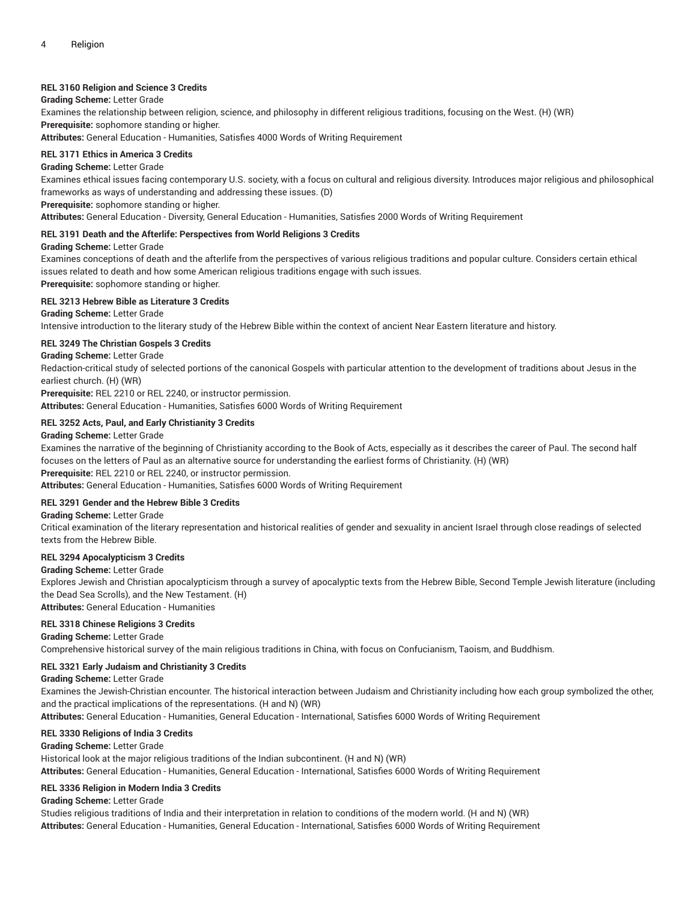**REL 3160 Religion and Science 3 Credits**

**Grading Scheme:** Letter Grade

Examines the relationship between religion, science, and philosophy in different religious traditions, focusing on the West. (H) (WR)

**Prerequisite:** sophomore standing or higher.

**Attributes:** General Education - Humanities, Satisfies 4000 Words of Writing Requirement

**REL 3171 Ethics in America 3 Credits**

**Grading Scheme:** Letter Grade

Examines ethical issues facing contemporary U.S. society, with a focus on cultural and religious diversity. Introduces major religious and philosophical frameworks as ways of understanding and addressing these issues. (D)

**Prerequisite:** sophomore standing or higher.

**Attributes:** General Education - Diversity, General Education - Humanities, Satisfies 2000 Words of Writing Requirement

**REL 3191 Death and the Afterlife: Perspectives from World Religions 3 Credits**

**Grading Scheme:** Letter Grade

Examines conceptions of death and the afterlife from the perspectives of various religious traditions and popular culture. Considers certain ethical issues related to death and how some American religious traditions engage with such issues.

**Prerequisite:** sophomore standing or higher.

**REL 3213 Hebrew Bible as Literature 3 Credits**

**Grading Scheme:** Letter Grade

Intensive introduction to the literary study of the Hebrew Bible within the context of ancient Near Eastern literature and history.

**REL 3249 The Christian Gospels 3 Credits**

**Grading Scheme:** Letter Grade

Redaction-critical study of selected portions of the canonical Gospels with particular attention to the development of traditions about Jesus in the earliest church. (H) (WR)

**Prerequisite:** REL 2210 or REL 2240, or instructor permission.

**Attributes:** General Education - Humanities, Satisfies 6000 Words of Writing Requirement

**REL 3252 Acts, Paul, and Early Christianity 3 Credits**

**Grading Scheme:** Letter Grade

Examines the narrative of the beginning of Christianity according to the Book of Acts, especially as it describes the career of Paul. The second half focuses on the letters of Paul as an alternative source for understanding the earliest forms of Christianity. (H) (WR)

**Prerequisite:** REL 2210 or REL 2240, or instructor permission.

**Attributes:** General Education - Humanities, Satisfies 6000 Words of Writing Requirement

**REL 3291 Gender and the Hebrew Bible 3 Credits**

**Grading Scheme:** Letter Grade

Critical examination of the literary representation and historical realities of gender and sexuality in ancient Israel through close readings of selected texts from the Hebrew Bible.

**REL 3294 Apocalypticism 3 Credits**

**Grading Scheme:** Letter Grade

Explores Jewish and Christian apocalypticism through a survey of apocalyptic texts from the Hebrew Bible, Second Temple Jewish literature (including the Dead Sea Scrolls), and the New Testament. (H)

**Attributes:** General Education - Humanities

**REL 3318 Chinese Religions 3 Credits**

**Grading Scheme:** Letter Grade

Comprehensive historical survey of the main religious traditions in China, with focus on Confucianism, Taoism, and Buddhism.

**REL 3321 Early Judaism and Christianity 3 Credits**

**Grading Scheme:** Letter Grade

Examines the Jewish-Christian encounter. The historical interaction between Judaism and Christianity including how each group symbolized the other, and the practical implications of the representations. (H and N) (WR)

**Attributes:** General Education - Humanities, General Education - International, Satisfies 6000 Words of Writing Requirement

**REL 3330 Religions of India 3 Credits**

**Grading Scheme:** Letter Grade

Historical look at the major religious traditions of the Indian subcontinent. (H and N) (WR)

**Attributes:** General Education - Humanities, General Education - International, Satisfies 6000 Words of Writing Requirement

**REL 3336 Religion in Modern India 3 Credits**

**Grading Scheme:** Letter Grade

Studies religious traditions of India and their interpretation in relation to conditions of the modern world. (H and N) (WR)

**Attributes:** General Education - Humanities, General Education - International, Satisfies 6000 Words of Writing Requirement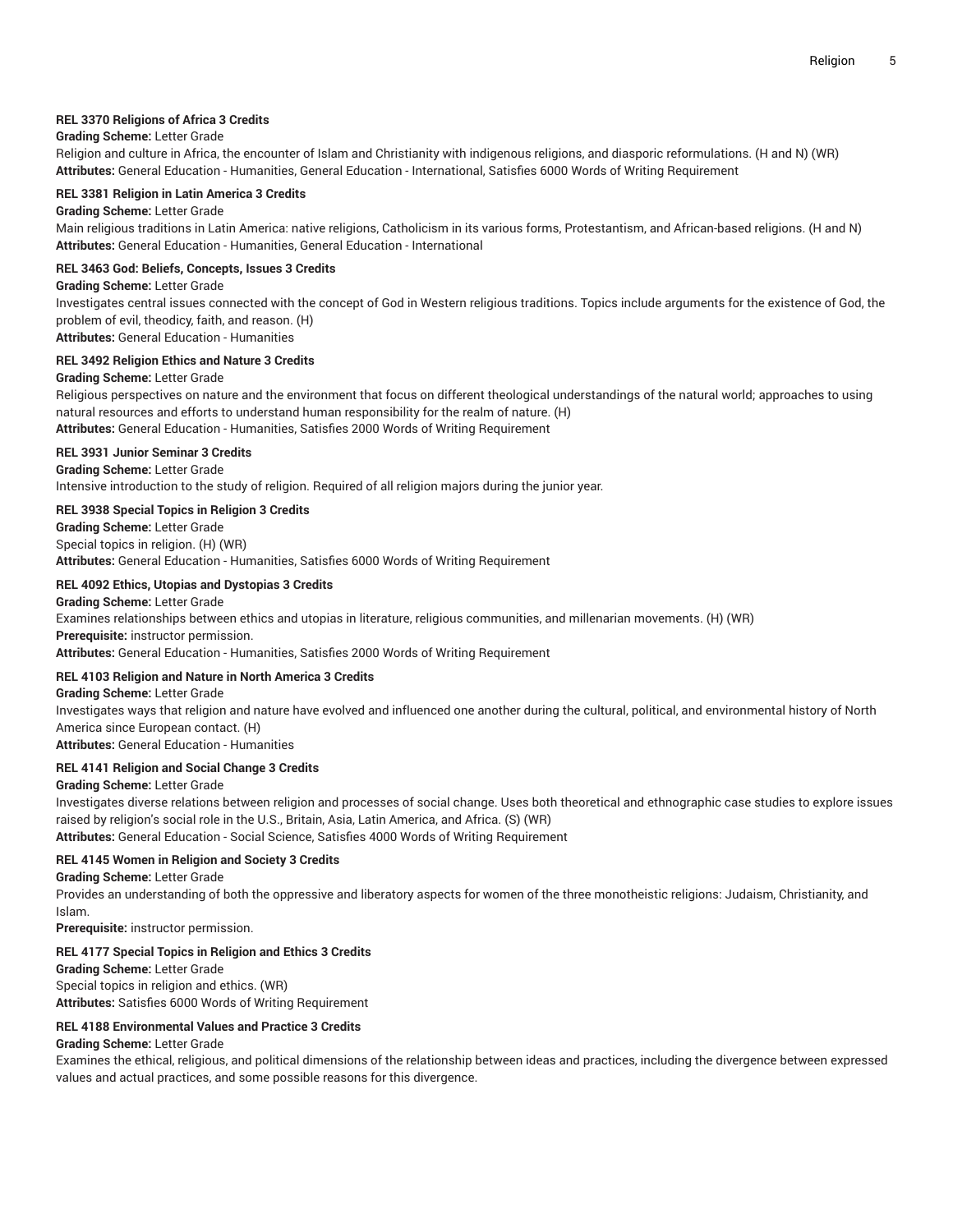**REL 3370 Religions of Africa 3 Credits**
**Grading Scheme:** Letter Grade
Religion and culture in Africa, the encounter of Islam and Christianity with indigenous religions, and diasporic reformulations. (H and N) (WR)
**Attributes:** General Education - Humanities, General Education - International, Satisfies 6000 Words of Writing Requirement

**REL 3381 Religion in Latin America 3 Credits**
**Grading Scheme:** Letter Grade
Main religious traditions in Latin America: native religions, Catholicism in its various forms, Protestantism, and African-based religions. (H and N)
**Attributes:** General Education - Humanities, General Education - International

**REL 3463 God: Beliefs, Concepts, Issues 3 Credits**
**Grading Scheme:** Letter Grade
Investigates central issues connected with the concept of God in Western religious traditions. Topics include arguments for the existence of God, the problem of evil, theodicy, faith, and reason. (H)
**Attributes:** General Education - Humanities

**REL 3492 Religion Ethics and Nature 3 Credits**
**Grading Scheme:** Letter Grade
Religious perspectives on nature and the environment that focus on different theological understandings of the natural world; approaches to using natural resources and efforts to understand human responsibility for the realm of nature. (H)
**Attributes:** General Education - Humanities, Satisfies 2000 Words of Writing Requirement

**REL 3931 Junior Seminar 3 Credits**
**Grading Scheme:** Letter Grade
Intensive introduction to the study of religion. Required of all religion majors during the junior year.

**REL 3938 Special Topics in Religion 3 Credits**
**Grading Scheme:** Letter Grade
Special topics in religion. (H) (WR)
**Attributes:** General Education - Humanities, Satisfies 6000 Words of Writing Requirement

**REL 4092 Ethics, Utopias and Dystopias 3 Credits**
**Grading Scheme:** Letter Grade
Examines relationships between ethics and utopias in literature, religious communities, and millenarian movements. (H) (WR)
**Prerequisite:** instructor permission.
**Attributes:** General Education - Humanities, Satisfies 2000 Words of Writing Requirement

**REL 4103 Religion and Nature in North America 3 Credits**
**Grading Scheme:** Letter Grade
Investigates ways that religion and nature have evolved and influenced one another during the cultural, political, and environmental history of North America since European contact. (H)
**Attributes:** General Education - Humanities

**REL 4141 Religion and Social Change 3 Credits**
**Grading Scheme:** Letter Grade
Investigates diverse relations between religion and processes of social change. Uses both theoretical and ethnographic case studies to explore issues raised by religion's social role in the U.S., Britain, Asia, Latin America, and Africa. (S) (WR)
**Attributes:** General Education - Social Science, Satisfies 4000 Words of Writing Requirement

**REL 4145 Women in Religion and Society 3 Credits**
**Grading Scheme:** Letter Grade
Provides an understanding of both the oppressive and liberatory aspects for women of the three monotheistic religions: Judaism, Christianity, and Islam.
**Prerequisite:** instructor permission.

**REL 4177 Special Topics in Religion and Ethics 3 Credits**
**Grading Scheme:** Letter Grade
Special topics in religion and ethics. (WR)
**Attributes:** Satisfies 6000 Words of Writing Requirement

**REL 4188 Environmental Values and Practice 3 Credits**
**Grading Scheme:** Letter Grade
Examines the ethical, religious, and political dimensions of the relationship between ideas and practices, including the divergence between expressed values and actual practices, and some possible reasons for this divergence.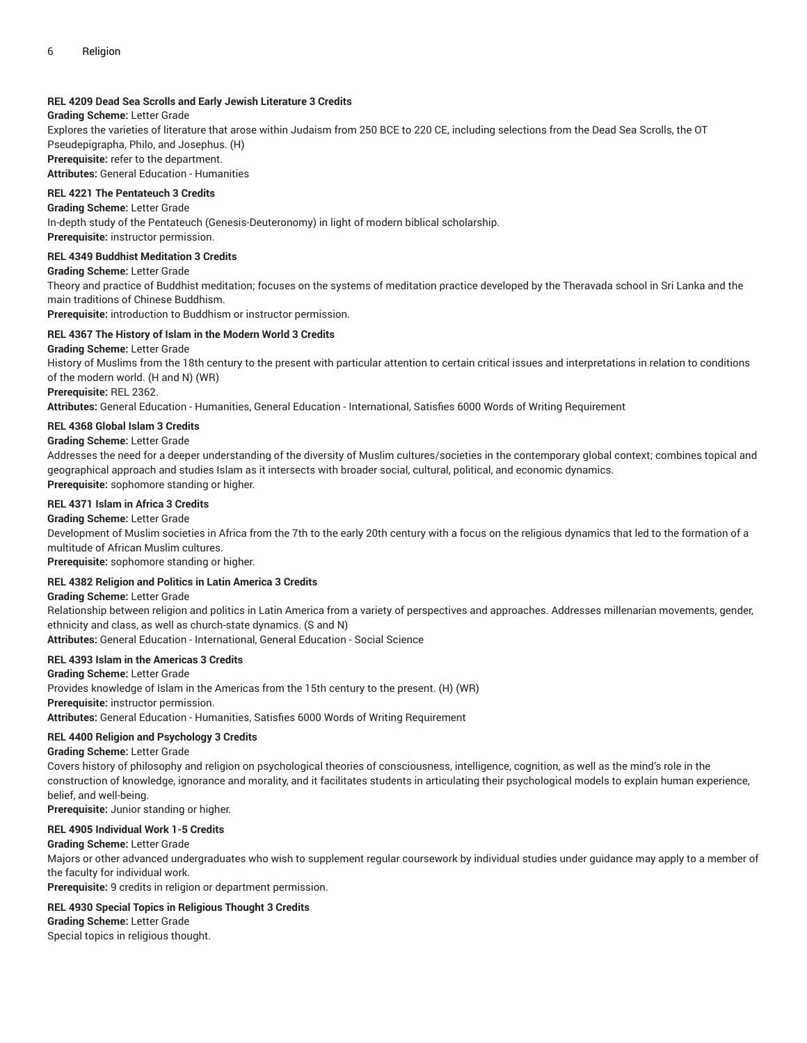**REL 4209 Dead Sea Scrolls and Early Jewish Literature 3 Credits**

**Grading Scheme:** Letter Grade

Explores the varieties of literature that arose within Judaism from 250 BCE to 220 CE, including selections from the Dead Sea Scrolls, the OT Pseudepigrapha, Philo, and Josephus. (H)

**Prerequisite:** refer to the department.

**Attributes:** General Education - Humanities

**REL 4221 The Pentateuch 3 Credits**

**Grading Scheme:** Letter Grade

In-depth study of the Pentateuch (Genesis-Deuteronomy) in light of modern biblical scholarship.

**Prerequisite:** instructor permission.

**REL 4349 Buddhist Meditation 3 Credits**

**Grading Scheme:** Letter Grade

Theory and practice of Buddhist meditation; focuses on the systems of meditation practice developed by the Theravada school in Sri Lanka and the main traditions of Chinese Buddhism.

**Prerequisite:** introduction to Buddhism or instructor permission.

**REL 4367 The History of Islam in the Modern World 3 Credits**

**Grading Scheme:** Letter Grade

History of Muslims from the 18th century to the present with particular attention to certain critical issues and interpretations in relation to conditions of the modern world. (H and N) (WR)

**Prerequisite:** REL 2362.

**Attributes:** General Education - Humanities, General Education - International, Satisfies 6000 Words of Writing Requirement

**REL 4368 Global Islam 3 Credits**

**Grading Scheme:** Letter Grade

Addresses the need for a deeper understanding of the diversity of Muslim cultures/societies in the contemporary global context; combines topical and geographical approach and studies Islam as it intersects with broader social, cultural, political, and economic dynamics.

**Prerequisite:** sophomore standing or higher.

**REL 4371 Islam in Africa 3 Credits**

**Grading Scheme:** Letter Grade

Development of Muslim societies in Africa from the 7th to the early 20th century with a focus on the religious dynamics that led to the formation of a multitude of African Muslim cultures.

**Prerequisite:** sophomore standing or higher.

**REL 4382 Religion and Politics in Latin America 3 Credits**

**Grading Scheme:** Letter Grade

Relationship between religion and politics in Latin America from a variety of perspectives and approaches. Addresses millenarian movements, gender, ethnicity and class, as well as church-state dynamics. (S and N)

**Attributes:** General Education - International, General Education - Social Science

**REL 4393 Islam in the Americas 3 Credits**

**Grading Scheme:** Letter Grade

Provides knowledge of Islam in the Americas from the 15th century to the present. (H) (WR)

**Prerequisite:** instructor permission.

**Attributes:** General Education - Humanities, Satisfies 6000 Words of Writing Requirement

**REL 4400 Religion and Psychology 3 Credits**

**Grading Scheme:** Letter Grade

Covers history of philosophy and religion on psychological theories of consciousness, intelligence, cognition, as well as the mind's role in the construction of knowledge, ignorance and morality, and it facilitates students in articulating their psychological models to explain human experience, belief, and well-being.

**Prerequisite:** Junior standing or higher.

**REL 4905 Individual Work 1-5 Credits**

**Grading Scheme:** Letter Grade

Majors or other advanced undergraduates who wish to supplement regular coursework by individual studies under guidance may apply to a member of the faculty for individual work.

**Prerequisite:** 9 credits in religion or department permission.

**REL 4930 Special Topics in Religious Thought 3 Credits**

**Grading Scheme:** Letter Grade

Special topics in religious thought.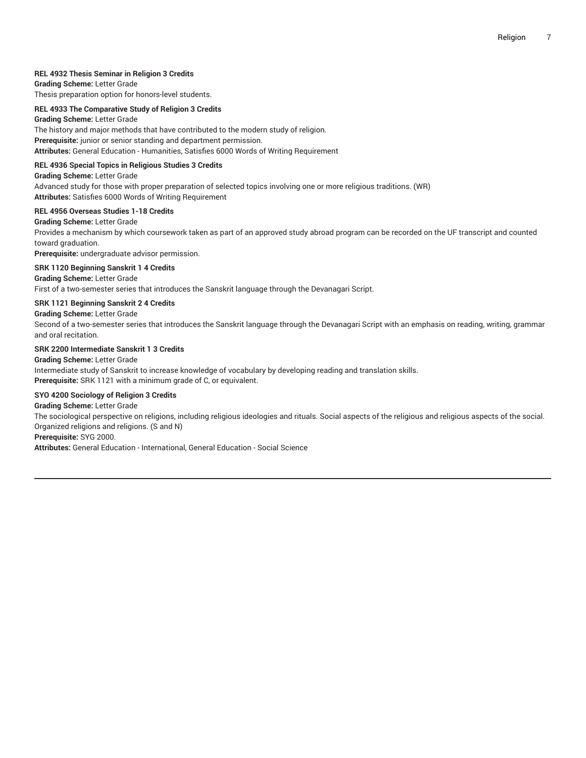**REL 4932 Thesis Seminar in Religion 3 Credits**
**Grading Scheme:** Letter Grade
Thesis preparation option for honors-level students.

**REL 4933 The Comparative Study of Religion 3 Credits**
**Grading Scheme:** Letter Grade
The history and major methods that have contributed to the modern study of religion.
**Prerequisite:** junior or senior standing and department permission.
**Attributes:** General Education - Humanities, Satisfies 6000 Words of Writing Requirement

**REL 4936 Special Topics in Religious Studies 3 Credits**
**Grading Scheme:** Letter Grade
Advanced study for those with proper preparation of selected topics involving one or more religious traditions. (WR)
**Attributes:** Satisfies 6000 Words of Writing Requirement

**REL 4956 Overseas Studies 1-18 Credits**
**Grading Scheme:** Letter Grade
Provides a mechanism by which coursework taken as part of an approved study abroad program can be recorded on the UF transcript and counted toward graduation.
**Prerequisite:** undergraduate advisor permission.

**SRK 1120 Beginning Sanskrit 1 4 Credits**
**Grading Scheme:** Letter Grade
First of a two-semester series that introduces the Sanskrit language through the Devanagari Script.

**SRK 1121 Beginning Sanskrit 2 4 Credits**
**Grading Scheme:** Letter Grade
Second of a two-semester series that introduces the Sanskrit language through the Devanagari Script with an emphasis on reading, writing, grammar and oral recitation.

**SRK 2200 Intermediate Sanskrit 1 3 Credits**
**Grading Scheme:** Letter Grade
Intermediate study of Sanskrit to increase knowledge of vocabulary by developing reading and translation skills.
**Prerequisite:** SRK 1121 with a minimum grade of C, or equivalent.

**SYO 4200 Sociology of Religion 3 Credits**
**Grading Scheme:** Letter Grade
The sociological perspective on religions, including religious ideologies and rituals. Social aspects of the religious and religious aspects of the social. Organized religions and religions. (S and N)
**Prerequisite:** SYG 2000.
**Attributes:** General Education - International, General Education - Social Science